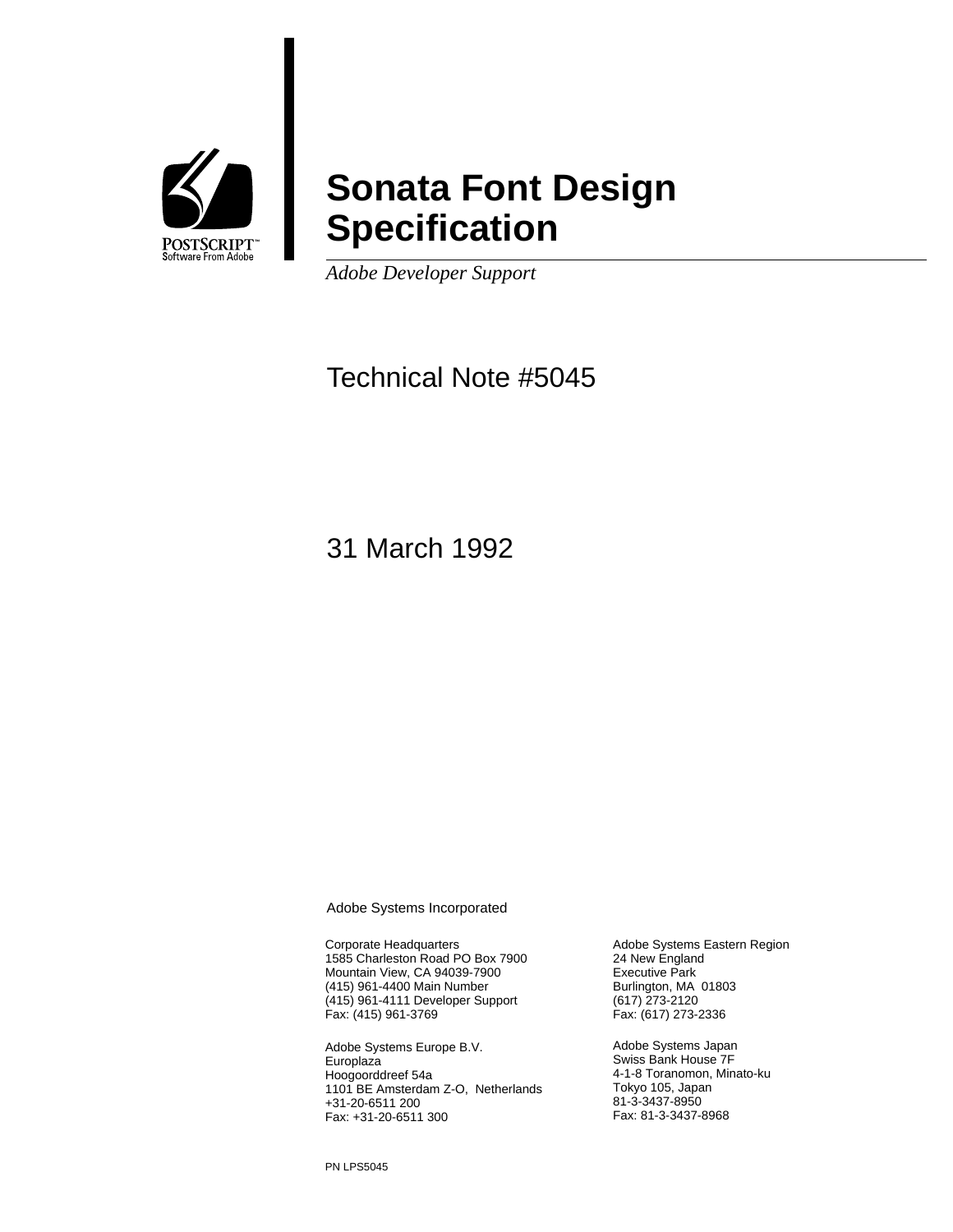POSTSCRIPT™
Software From Adobe

# Sonata Font Design Specification

*Adobe Developer Support*

Technical Note #5045

31 March 1992

Adobe Systems Incorporated

Corporate Headquarters
1585 Charleston Road PO Box 7900
Mountain View, CA 94039-7900
(415) 961-4400 Main Number
(415) 961-4111 Developer Support
Fax: (415) 961-3769

Adobe Systems Europe B.V.
Europlaza
Hoogoorddreef 54a
1101 BE Amsterdam Z-O, Netherlands
+31-20-6511 200
Fax: +31-20-6511 300

Adobe Systems Eastern Region
24 New England
Executive Park
Burlington, MA 01803
(617) 273-2120
Fax: (617) 273-2336

Adobe Systems Japan
Swiss Bank House 7F
4-1-8 Toranomon, Minato-ku
Tokyo 105, Japan
81-3-3437-8950
Fax: 81-3-3437-8968

PN LPS5045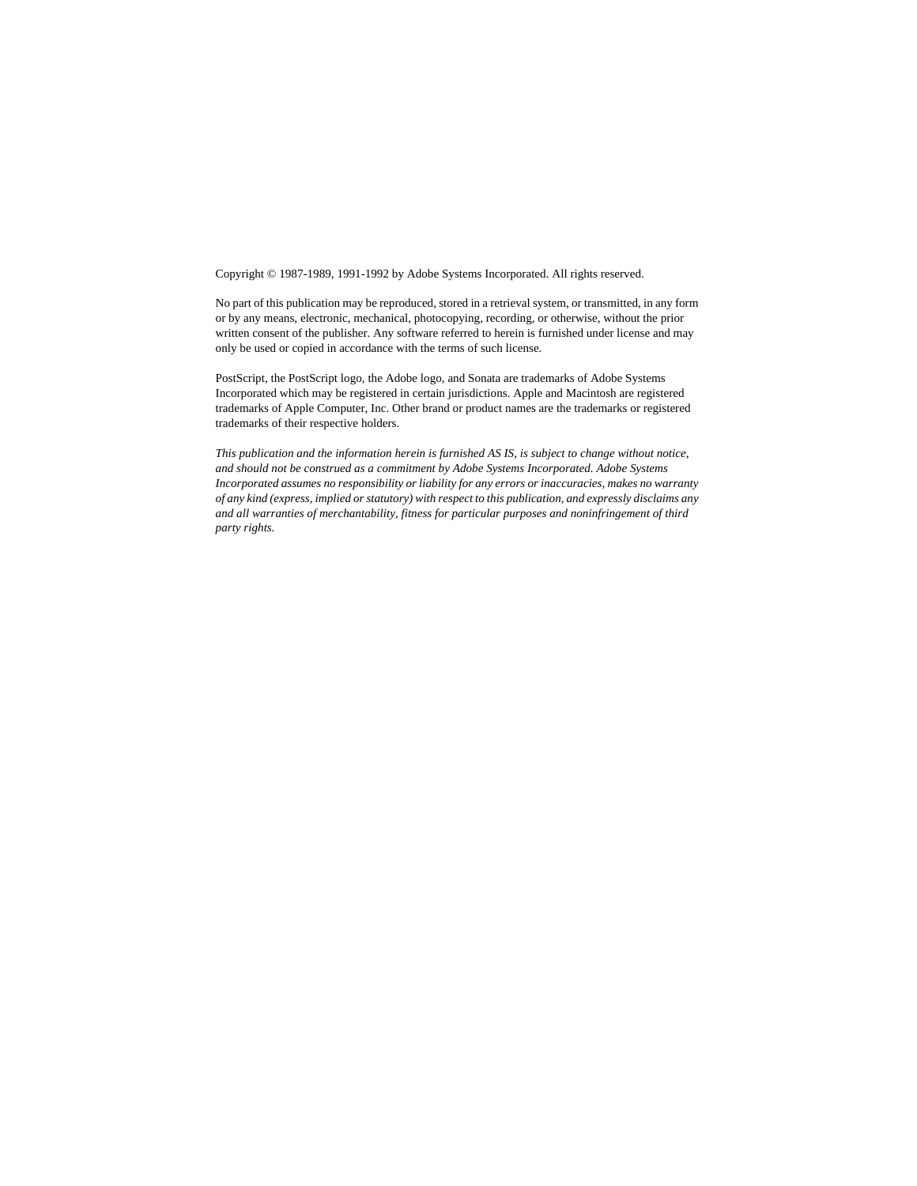Copyright © 1987-1989, 1991-1992 by Adobe Systems Incorporated. All rights reserved.

No part of this publication may be reproduced, stored in a retrieval system, or transmitted, in any form or by any means, electronic, mechanical, photocopying, recording, or otherwise, without the prior written consent of the publisher. Any software referred to herein is furnished under license and may only be used or copied in accordance with the terms of such license.

PostScript, the PostScript logo, the Adobe logo, and Sonata are trademarks of Adobe Systems Incorporated which may be registered in certain jurisdictions. Apple and Macintosh are registered trademarks of Apple Computer, Inc. Other brand or product names are the trademarks or registered trademarks of their respective holders.

*This publication and the information herein is furnished AS IS, is subject to change without notice, and should not be construed as a commitment by Adobe Systems Incorporated. Adobe Systems Incorporated assumes no responsibility or liability for any errors or inaccuracies, makes no warranty of any kind (express, implied or statutory) with respect to this publication, and expressly disclaims any and all warranties of merchantability, fitness for particular purposes and noninfringement of third party rights.*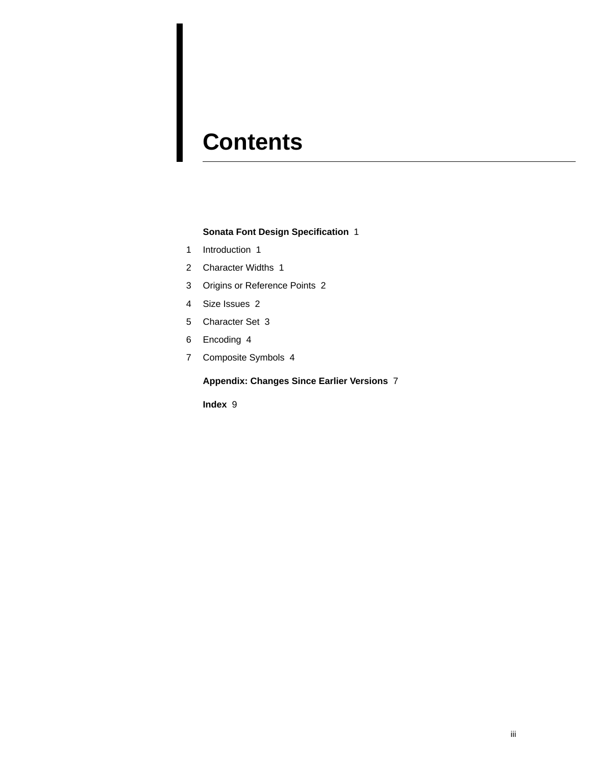# Contents

**Sonata Font Design Specification** 1

1 Introduction 1

2 Character Widths 1

3 Origins or Reference Points 2

4 Size Issues 2

5 Character Set 3

6 Encoding 4

7 Composite Symbols 4

**Appendix: Changes Since Earlier Versions** 7

**Index** 9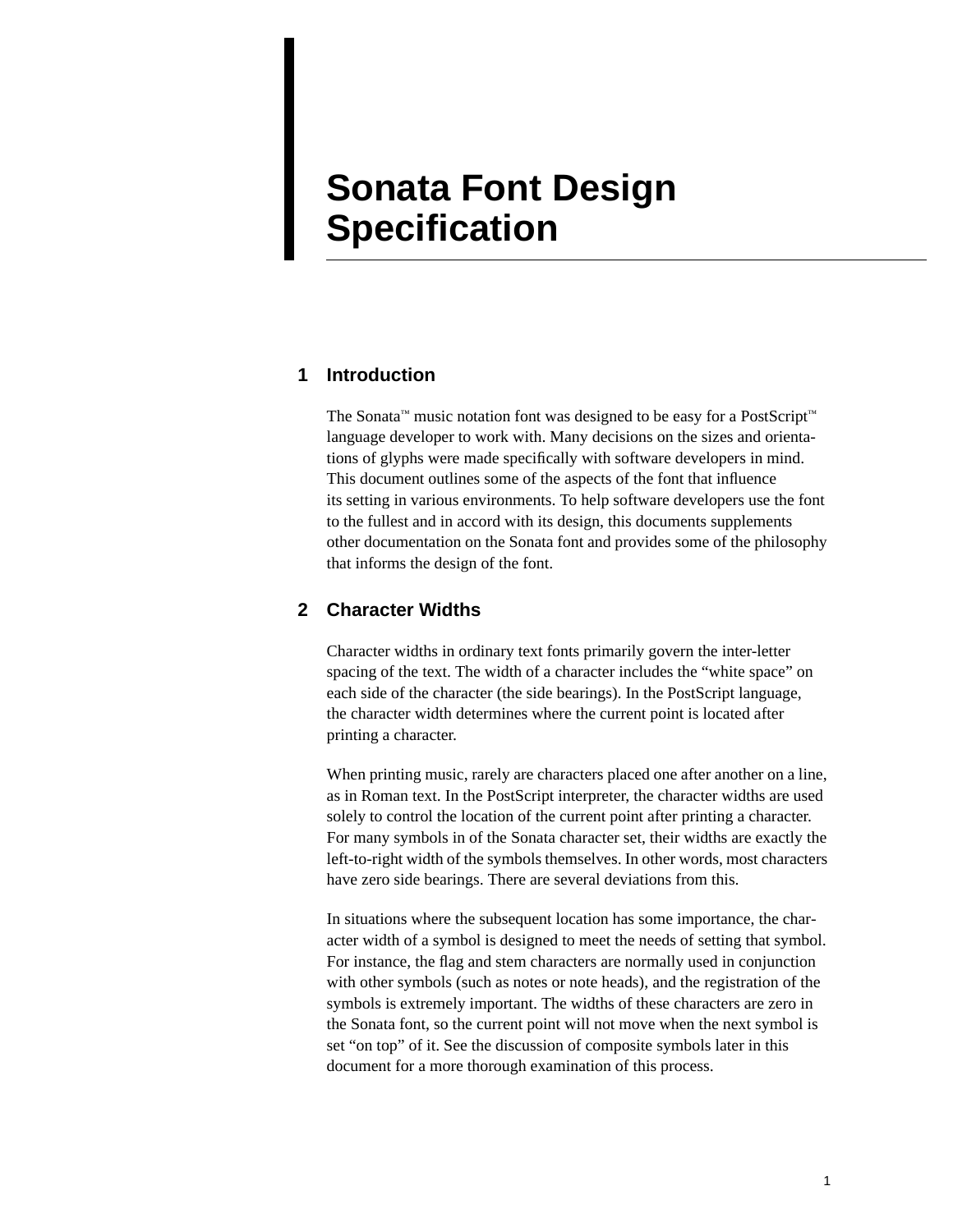# Sonata Font Design Specification

## 1 Introduction

The Sonata™ music notation font was designed to be easy for a PostScript™ language developer to work with. Many decisions on the sizes and orientations of glyphs were made specifically with software developers in mind. This document outlines some of the aspects of the font that influence its setting in various environments. To help software developers use the font to the fullest and in accord with its design, this documents supplements other documentation on the Sonata font and provides some of the philosophy that informs the design of the font.

## 2 Character Widths

Character widths in ordinary text fonts primarily govern the inter-letter spacing of the text. The width of a character includes the "white space" on each side of the character (the side bearings). In the PostScript language, the character width determines where the current point is located after printing a character.

When printing music, rarely are characters placed one after another on a line, as in Roman text. In the PostScript interpreter, the character widths are used solely to control the location of the current point after printing a character. For many symbols in of the Sonata character set, their widths are exactly the left-to-right width of the symbols themselves. In other words, most characters have zero side bearings. There are several deviations from this.

In situations where the subsequent location has some importance, the character width of a symbol is designed to meet the needs of setting that symbol. For instance, the flag and stem characters are normally used in conjunction with other symbols (such as notes or note heads), and the registration of the symbols is extremely important. The widths of these characters are zero in the Sonata font, so the current point will not move when the next symbol is set "on top" of it. See the discussion of composite symbols later in this document for a more thorough examination of this process.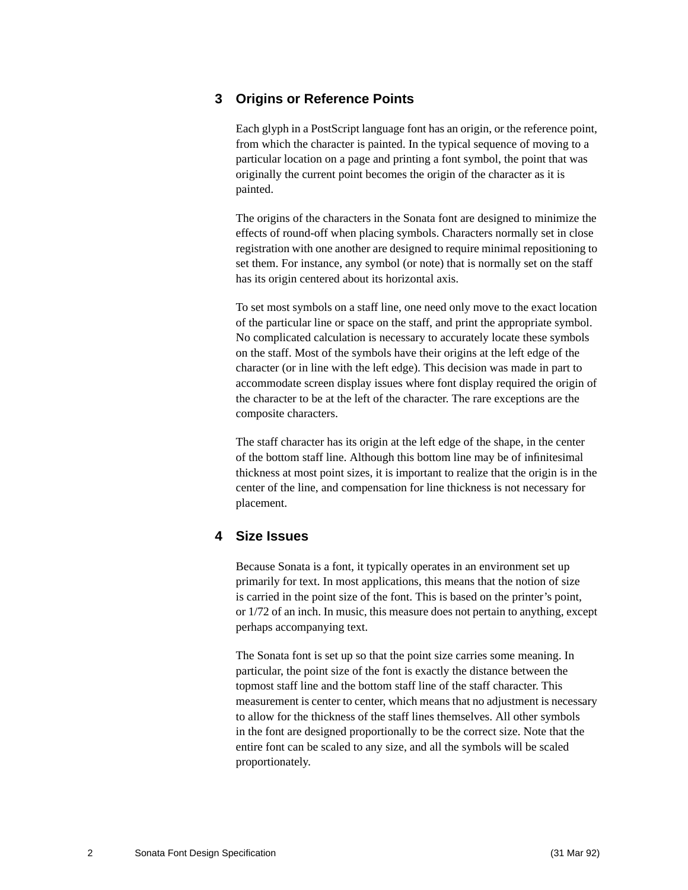## 3 Origins or Reference Points

Each glyph in a PostScript language font has an origin, or the reference point, from which the character is painted. In the typical sequence of moving to a particular location on a page and printing a font symbol, the point that was originally the current point becomes the origin of the character as it is painted.

The origins of the characters in the Sonata font are designed to minimize the effects of round-off when placing symbols. Characters normally set in close registration with one another are designed to require minimal repositioning to set them. For instance, any symbol (or note) that is normally set on the staff has its origin centered about its horizontal axis.

To set most symbols on a staff line, one need only move to the exact location of the particular line or space on the staff, and print the appropriate symbol. No complicated calculation is necessary to accurately locate these symbols on the staff. Most of the symbols have their origins at the left edge of the character (or in line with the left edge). This decision was made in part to accommodate screen display issues where font display required the origin of the character to be at the left of the character. The rare exceptions are the composite characters.

The staff character has its origin at the left edge of the shape, in the center of the bottom staff line. Although this bottom line may be of infinitesimal thickness at most point sizes, it is important to realize that the origin is in the center of the line, and compensation for line thickness is not necessary for placement.

## 4 Size Issues

Because Sonata is a font, it typically operates in an environment set up primarily for text. In most applications, this means that the notion of size is carried in the point size of the font. This is based on the printer’s point, or 1/72 of an inch. In music, this measure does not pertain to anything, except perhaps accompanying text.

The Sonata font is set up so that the point size carries some meaning. In particular, the point size of the font is exactly the distance between the topmost staff line and the bottom staff line of the staff character. This measurement is center to center, which means that no adjustment is necessary to allow for the thickness of the staff lines themselves. All other symbols in the font are designed proportionally to be the correct size. Note that the entire font can be scaled to any size, and all the symbols will be scaled proportionately.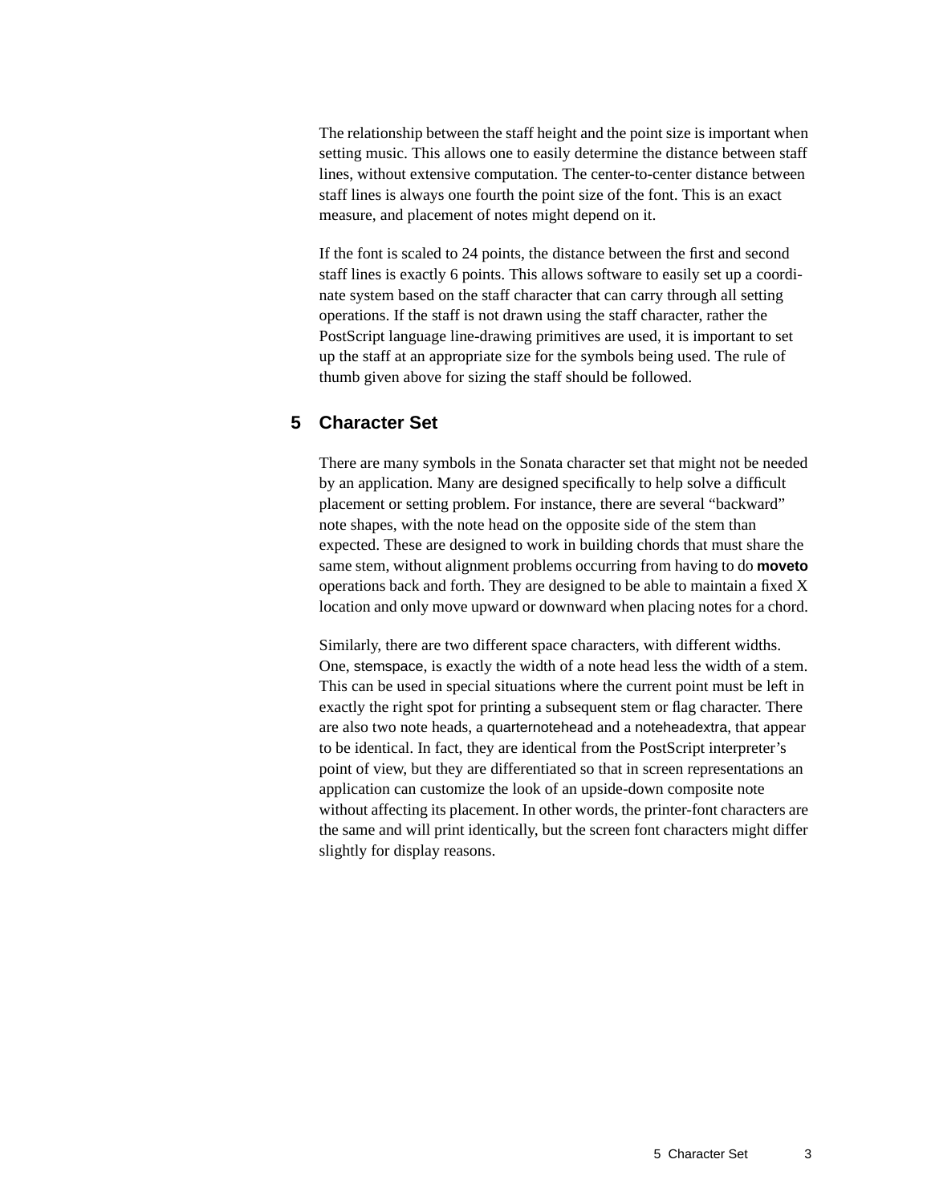The relationship between the staff height and the point size is important when setting music. This allows one to easily determine the distance between staff lines, without extensive computation. The center-to-center distance between staff lines is always one fourth the point size of the font. This is an exact measure, and placement of notes might depend on it.

If the font is scaled to 24 points, the distance between the first and second staff lines is exactly 6 points. This allows software to easily set up a coordinate system based on the staff character that can carry through all setting operations. If the staff is not drawn using the staff character, rather the PostScript language line-drawing primitives are used, it is important to set up the staff at an appropriate size for the symbols being used. The rule of thumb given above for sizing the staff should be followed.

## 5 Character Set

There are many symbols in the Sonata character set that might not be needed by an application. Many are designed specifically to help solve a difficult placement or setting problem. For instance, there are several “backward” note shapes, with the note head on the opposite side of the stem than expected. These are designed to work in building chords that must share the same stem, without alignment problems occurring from having to do **moveto** operations back and forth. They are designed to be able to maintain a fixed X location and only move upward or downward when placing notes for a chord.

Similarly, there are two different space characters, with different widths. One, stemspace, is exactly the width of a note head less the width of a stem. This can be used in special situations where the current point must be left in exactly the right spot for printing a subsequent stem or flag character. There are also two note heads, a quarternotehead and a noteheadextra, that appear to be identical. In fact, they are identical from the PostScript interpreter’s point of view, but they are differentiated so that in screen representations an application can customize the look of an upside-down composite note without affecting its placement. In other words, the printer-font characters are the same and will print identically, but the screen font characters might differ slightly for display reasons.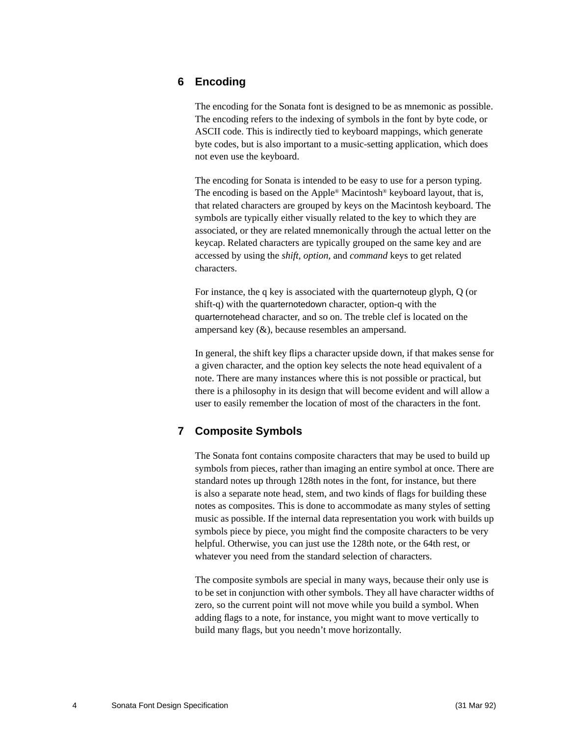## 6 Encoding

The encoding for the Sonata font is designed to be as mnemonic as possible. The encoding refers to the indexing of symbols in the font by byte code, or ASCII code. This is indirectly tied to keyboard mappings, which generate byte codes, but is also important to a music-setting application, which does not even use the keyboard.

The encoding for Sonata is intended to be easy to use for a person typing. The encoding is based on the Apple® Macintosh® keyboard layout, that is, that related characters are grouped by keys on the Macintosh keyboard. The symbols are typically either visually related to the key to which they are associated, or they are related mnemonically through the actual letter on the keycap. Related characters are typically grouped on the same key and are accessed by using the *shift, option,* and *command* keys to get related characters.

For instance, the q key is associated with the quarternoteup glyph, Q (or shift-q) with the quarternotedown character, option-q with the quarternotehead character, and so on. The treble clef is located on the ampersand key (&), because resembles an ampersand.

In general, the shift key flips a character upside down, if that makes sense for a given character, and the option key selects the note head equivalent of a note. There are many instances where this is not possible or practical, but there is a philosophy in its design that will become evident and will allow a user to easily remember the location of most of the characters in the font.

## 7 Composite Symbols

The Sonata font contains composite characters that may be used to build up symbols from pieces, rather than imaging an entire symbol at once. There are standard notes up through 128th notes in the font, for instance, but there is also a separate note head, stem, and two kinds of flags for building these notes as composites. This is done to accommodate as many styles of setting music as possible. If the internal data representation you work with builds up symbols piece by piece, you might find the composite characters to be very helpful. Otherwise, you can just use the 128th note, or the 64th rest, or whatever you need from the standard selection of characters.

The composite symbols are special in many ways, because their only use is to be set in conjunction with other symbols. They all have character widths of zero, so the current point will not move while you build a symbol. When adding flags to a note, for instance, you might want to move vertically to build many flags, but you needn't move horizontally.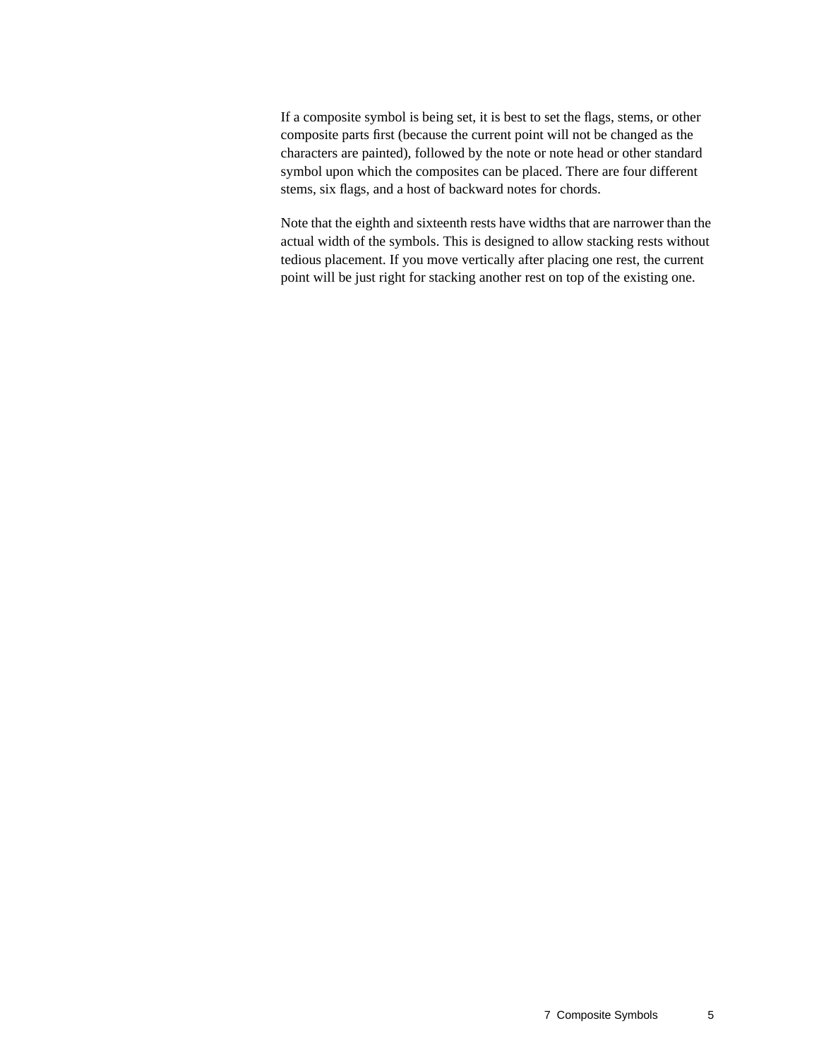If a composite symbol is being set, it is best to set the flags, stems, or other composite parts first (because the current point will not be changed as the characters are painted), followed by the note or note head or other standard symbol upon which the composites can be placed. There are four different stems, six flags, and a host of backward notes for chords.

Note that the eighth and sixteenth rests have widths that are narrower than the actual width of the symbols. This is designed to allow stacking rests without tedious placement. If you move vertically after placing one rest, the current point will be just right for stacking another rest on top of the existing one.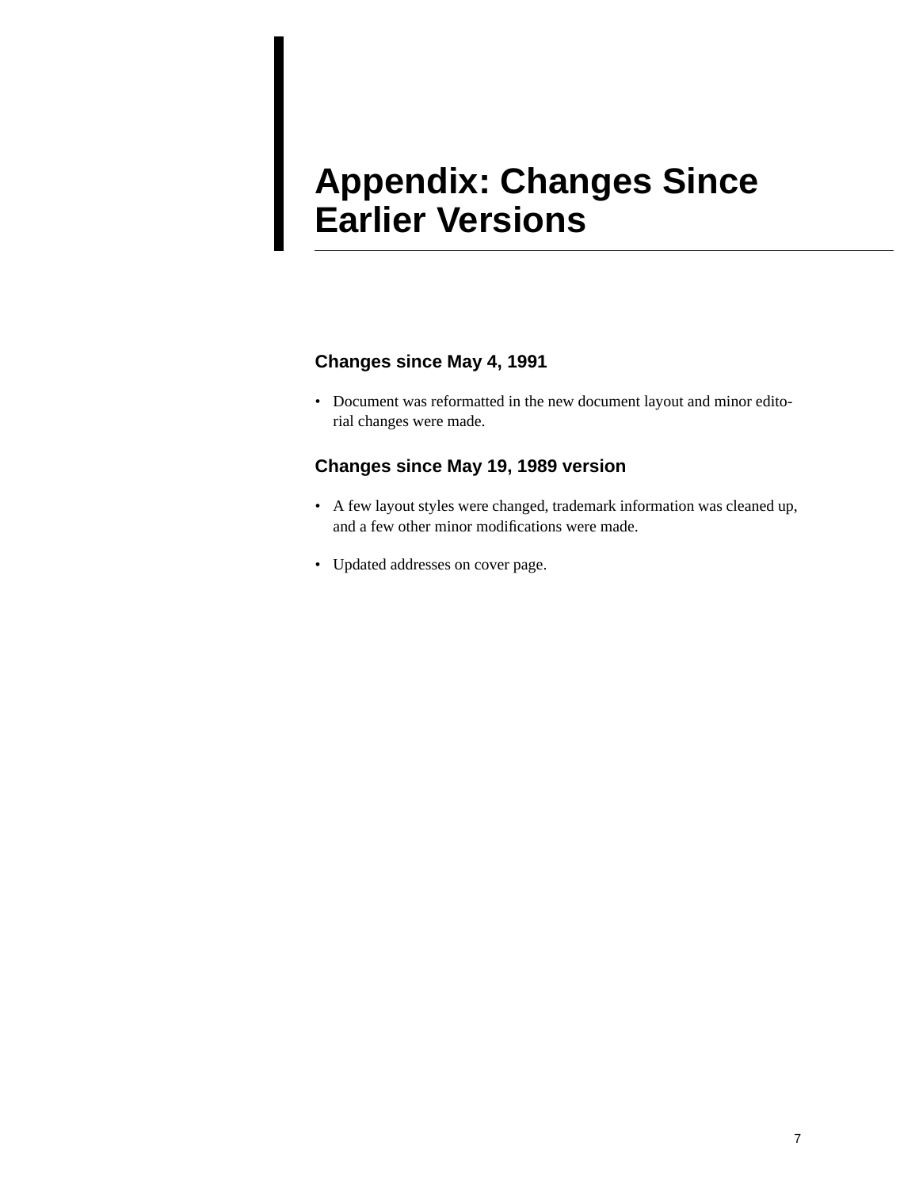# Appendix: Changes Since Earlier Versions

## Changes since May 4, 1991

- Document was reformatted in the new document layout and minor editorial changes were made.

## Changes since May 19, 1989 version

- A few layout styles were changed, trademark information was cleaned up, and a few other minor modifications were made.

- Updated addresses on cover page.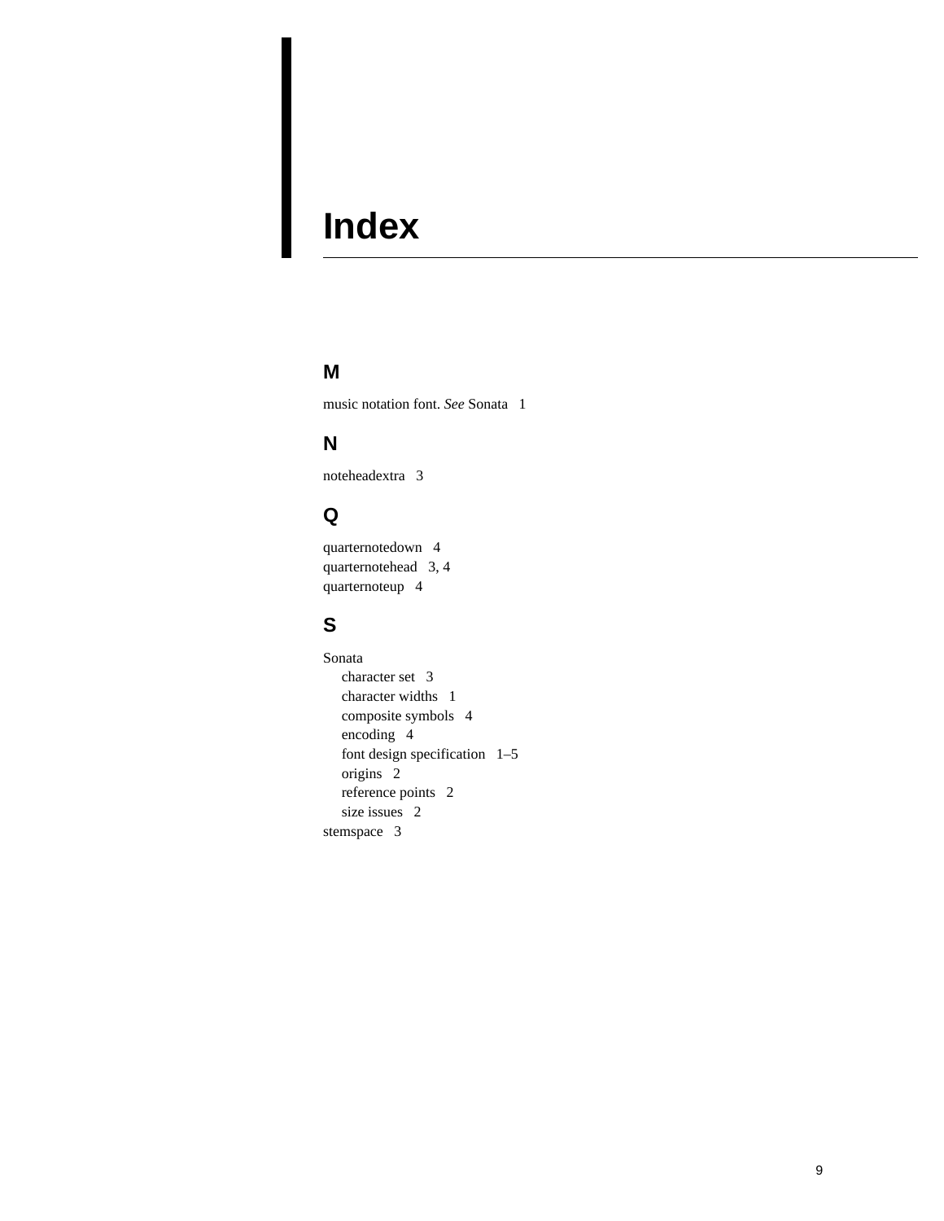# Index

## M

music notation font. *See* Sonata 1

## N

noteheadextra 3

## Q

quarternotedown 4
quarternotehead 3, 4
quarternoteup 4

## S

Sonata
- character set 3
- character widths 1
- composite symbols 4
- encoding 4
- font design specification 1–5
- origins 2
- reference points 2
- size issues 2

stemspace 3